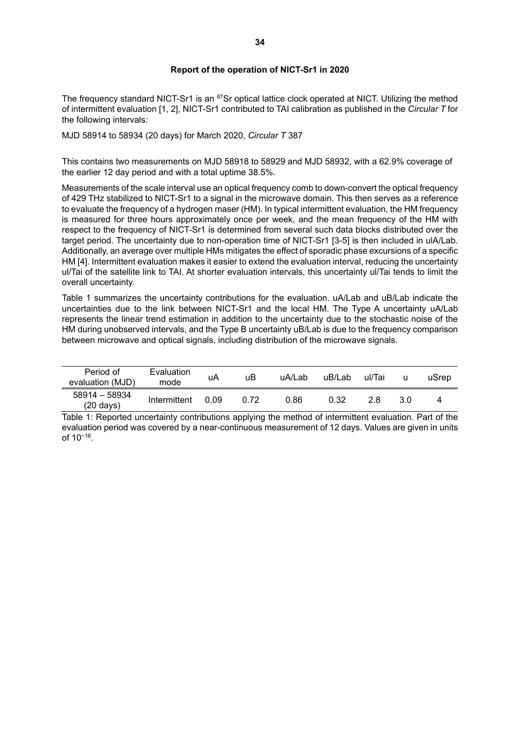**Report of the operation of NICT-Sr1 in 2020**

The frequency standard NICT-Sr1 is an $^{87}$Sr optical lattice clock operated at NICT. Utilizing the method of intermittent evaluation [1, 2], NICT-Sr1 contributed to TAI calibration as published in the *Circular T* for the following intervals*:*

MJD 58914 to 58934 (20 days) for March 2020, *Circular T* 387

This contains two measurements on MJD 58918 to 58929 and MJD 58932, with a 62.9% coverage of the earlier 12 day period and with a total uptime 38.5%.

Measurements of the scale interval use an optical frequency comb to down-convert the optical frequency of 429 THz stabilized to NICT-Sr1 to a signal in the microwave domain. This then serves as a reference to evaluate the frequency of a hydrogen maser (HM). In typical intermittent evaluation, the HM frequency is measured for three hours approximately once per week, and the mean frequency of the HM with respect to the frequency of NICT-Sr1 is determined from several such data blocks distributed over the target period. The uncertainty due to non-operation time of NICT-Sr1 [3-5] is then included in uIA/Lab. Additionally, an average over multiple HMs mitigates the effect of sporadic phase excursions of a specific HM [4]. Intermittent evaluation makes it easier to extend the evaluation interval, reducing the uncertainty ul/Tai of the satellite link to TAI. At shorter evaluation intervals, this uncertainty ul/Tai tends to limit the overall uncertainty.

Table 1 summarizes the uncertainty contributions for the evaluation. uA/Lab and uB/Lab indicate the uncertainties due to the link between NICT-Sr1 and the local HM. The Type A uncertainty uA/Lab represents the linear trend estimation in addition to the uncertainty due to the stochastic noise of the HM during unobserved intervals, and the Type B uncertainty uB/Lab is due to the frequency comparison between microwave and optical signals, including distribution of the microwave signals.

| Period of evaluation (MJD) | Evaluation mode | uA | uB | uA/Lab | uB/Lab | ul/Tai | u | uSrep |
|---|---|---|---|---|---|---|---|---|
| 58914 – 58934 (20 days) | Intermittent | 0.09 | 0.72 | 0.86 | 0.32 | 2.8 | 3.0 | 4 |

Table 1: Reported uncertainty contributions applying the method of intermittent evaluation. Part of the evaluation period was covered by a near-continuous measurement of 12 days. Values are given in units of $10^{-16}$.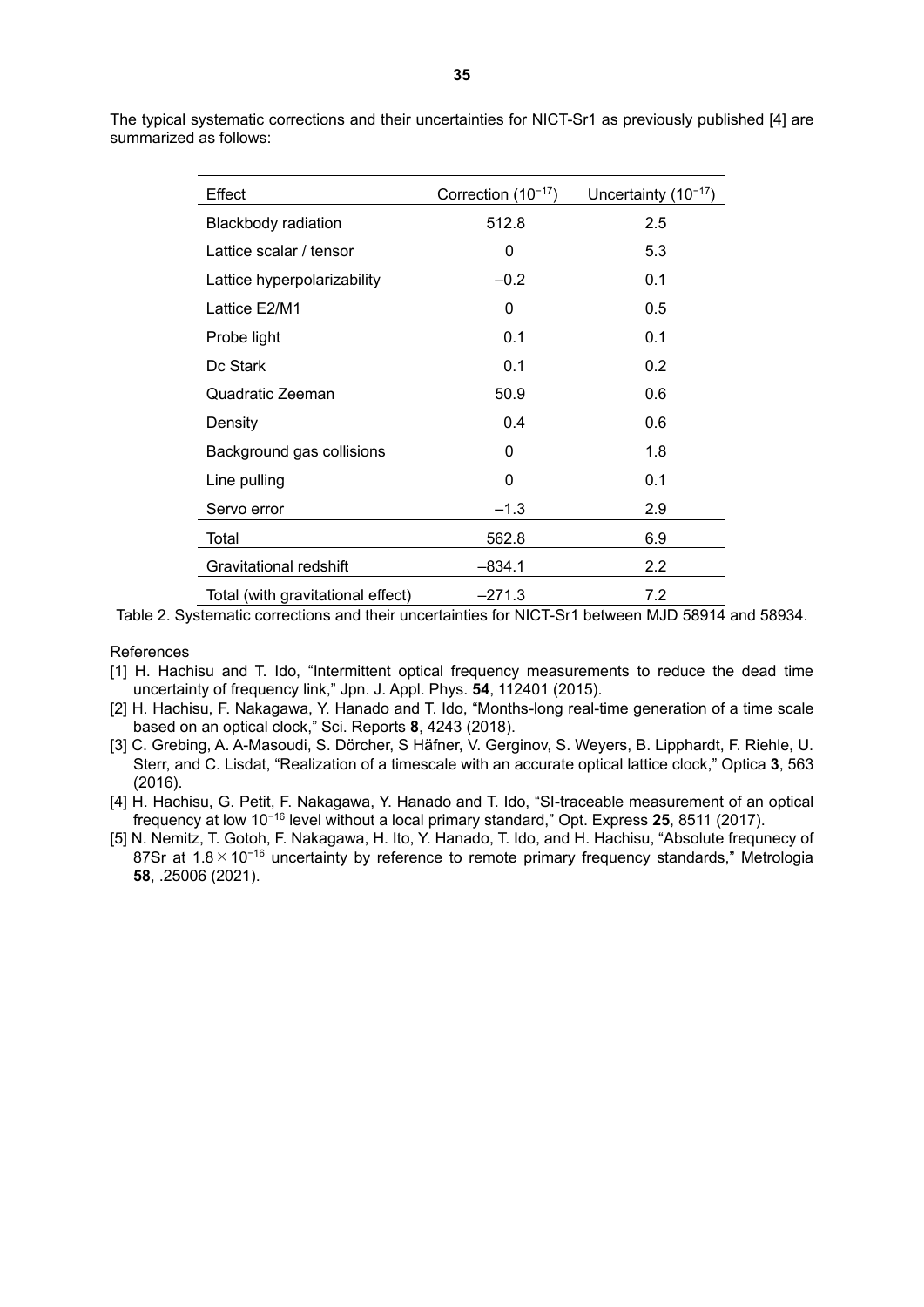The typical systematic corrections and their uncertainties for NICT-Sr1 as previously published [4] are summarized as follows:

| Effect | Correction ($10^{-17}$) | Uncertainty ($10^{-17}$) |
|---|---|---|
| Blackbody radiation | 512.8 | 2.5 |
| Lattice scalar / tensor | 0 | 5.3 |
| Lattice hyperpolarizability | –0.2 | 0.1 |
| Lattice E2/M1 | 0 | 0.5 |
| Probe light | 0.1 | 0.1 |
| Dc Stark | 0.1 | 0.2 |
| Quadratic Zeeman | 50.9 | 0.6 |
| Density | 0.4 | 0.6 |
| Background gas collisions | 0 | 1.8 |
| Line pulling | 0 | 0.1 |
| Servo error | –1.3 | 2.9 |
| Total | 562.8 | 6.9 |
| Gravitational redshift | –834.1 | 2.2 |
| Total (with gravitational effect) | –271.3 | 7.2 |

Table 2. Systematic corrections and their uncertainties for NICT-Sr1 between MJD 58914 and 58934.

References

[1] H. Hachisu and T. Ido, "Intermittent optical frequency measurements to reduce the dead time uncertainty of frequency link," Jpn. J. Appl. Phys. **54**, 112401 (2015).

[2] H. Hachisu, F. Nakagawa, Y. Hanado and T. Ido, "Months-long real-time generation of a time scale based on an optical clock," Sci. Reports **8**, 4243 (2018).

[3] C. Grebing, A. A-Masoudi, S. Dörcher, S Häfner, V. Gerginov, S. Weyers, B. Lipphardt, F. Riehle, U. Sterr, and C. Lisdat, "Realization of a timescale with an accurate optical lattice clock," Optica **3**, 563 (2016).

[4] H. Hachisu, G. Petit, F. Nakagawa, Y. Hanado and T. Ido, "SI-traceable measurement of an optical frequency at low $10^{-16}$ level without a local primary standard," Opt. Express **25**, 8511 (2017).

[5] N. Nemitz, T. Gotoh, F. Nakagawa, H. Ito, Y. Hanado, T. Ido, and H. Hachisu, "Absolute frequnecy of 87Sr at $1.8 \times 10^{-16}$ uncertainty by reference to remote primary frequency standards," Metrologia **58**, .25006 (2021).